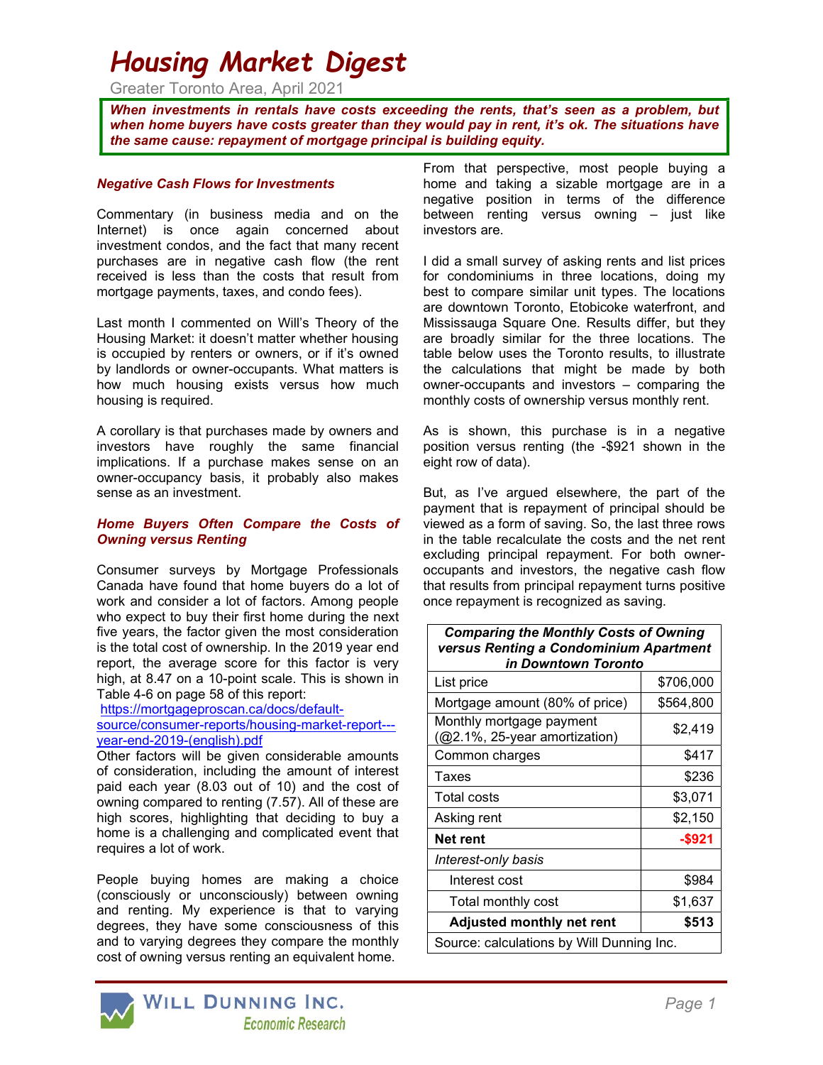# *Housing Market Digest*

Greater Toronto Area, April 2021

***When investments in rentals have costs exceeding the rents, that's seen as a problem, but when home buyers have costs greater than they would pay in rent, it's ok. The situations have the same cause: repayment of mortgage principal is building equity.***

### *Negative Cash Flows for Investments*

Commentary (in business media and on the Internet) is once again concerned about investment condos, and the fact that many recent purchases are in negative cash flow (the rent received is less than the costs that result from mortgage payments, taxes, and condo fees).

Last month I commented on Will's Theory of the Housing Market: it doesn't matter whether housing is occupied by renters or owners, or if it's owned by landlords or owner-occupants. What matters is how much housing exists versus how much housing is required.

A corollary is that purchases made by owners and investors have roughly the same financial implications. If a purchase makes sense on an owner-occupancy basis, it probably also makes sense as an investment.

### *Home Buyers Often Compare the Costs of Owning versus Renting*

Consumer surveys by Mortgage Professionals Canada have found that home buyers do a lot of work and consider a lot of factors. Among people who expect to buy their first home during the next five years, the factor given the most consideration is the total cost of ownership. In the 2019 year end report, the average score for this factor is very high, at 8.47 on a 10-point scale. This is shown in Table 4-6 on page 58 of this report:
https://mortgageproscan.ca/docs/default-source/consumer-reports/housing-market-report---year-end-2019-(english).pdf
Other factors will be given considerable amounts of consideration, including the amount of interest paid each year (8.03 out of 10) and the cost of owning compared to renting (7.57). All of these are high scores, highlighting that deciding to buy a home is a challenging and complicated event that requires a lot of work.

People buying homes are making a choice (consciously or unconsciously) between owning and renting. My experience is that to varying degrees, they have some consciousness of this and to varying degrees they compare the monthly cost of owning versus renting an equivalent home.

From that perspective, most people buying a home and taking a sizable mortgage are in a negative position in terms of the difference between renting versus owning – just like investors are.

I did a small survey of asking rents and list prices for condominiums in three locations, doing my best to compare similar unit types. The locations are downtown Toronto, Etobicoke waterfront, and Mississauga Square One. Results differ, but they are broadly similar for the three locations. The table below uses the Toronto results, to illustrate the calculations that might be made by both owner-occupants and investors – comparing the monthly costs of ownership versus monthly rent.

As is shown, this purchase is in a negative position versus renting (the -$921 shown in the eight row of data).

But, as I've argued elsewhere, the part of the payment that is repayment of principal should be viewed as a form of saving. So, the last three rows in the table recalculate the costs and the net rent excluding principal repayment. For both owner-occupants and investors, the negative cash flow that results from principal repayment turns positive once repayment is recognized as saving.

| ***Comparing the Monthly Costs of Owning versus Renting a Condominium Apartment in Downtown Toronto*** | |
|---|---|
| List price | $706,000 |
| Mortgage amount (80% of price) | $564,800 |
| Monthly mortgage payment (@2.1%, 25-year amortization) | $2,419 |
| Common charges | $417 |
| Taxes | $236 |
| Total costs | $3,071 |
| Asking rent | $2,150 |
| **Net rent** | **-$921** |
| *Interest-only basis* | |
| Interest cost | $984 |
| Total monthly cost | $1,637 |
| **Adjusted monthly net rent** | **$513** |
| Source: calculations by Will Dunning Inc. | |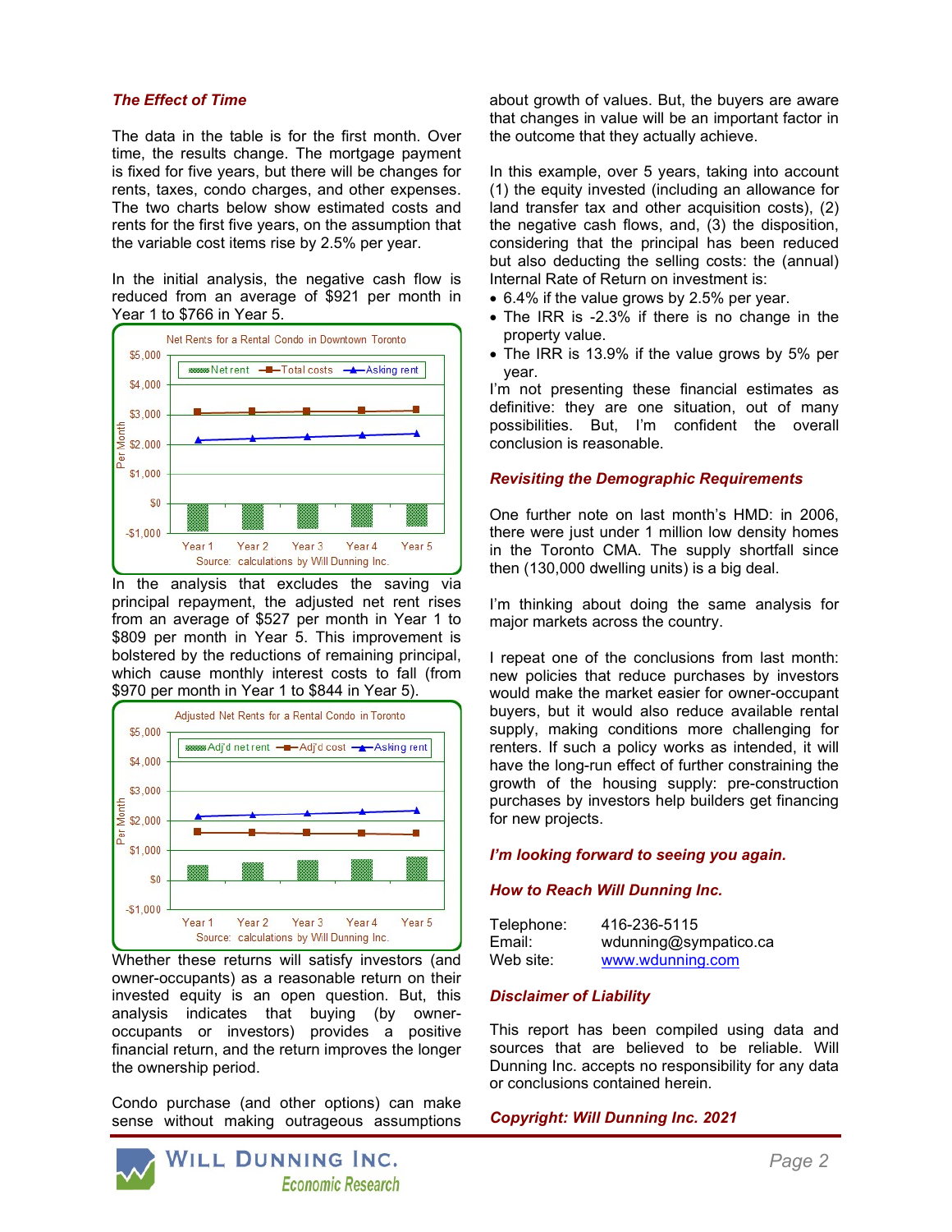### *The Effect of Time*

The data in the table is for the first month. Over time, the results change. The mortgage payment is fixed for five years, but there will be changes for rents, taxes, condo charges, and other expenses. The two charts below show estimated costs and rents for the first five years, on the assumption that the variable cost items rise by 2.5% per year.

In the initial analysis, the negative cash flow is reduced from an average of $921 per month in Year 1 to $766 in Year 5.

Net Rents for a Rental Condo in Downtown Toronto

Net rent — Total costs — Asking rent

$5,000
$4,000
$3,000
$2,000
$1,000
$0
-$1,000

Per Month

Year 1 Year 2 Year 3 Year 4 Year 5

Source: calculations by Will Dunning Inc.

In the analysis that excludes the saving via principal repayment, the adjusted net rent rises from an average of $527 per month in Year 1 to $809 per month in Year 5. This improvement is bolstered by the reductions of remaining principal, which cause monthly interest costs to fall (from $970 per month in Year 1 to $844 in Year 5).

Adjusted Net Rents for a Rental Condo in Toronto

Adj'd net rent — Adj'd cost — Asking rent

$5,000
$4,000
$3,000
$2,000
$1,000
$0
-$1,000

Per Month

Year 1 Year 2 Year 3 Year 4 Year 5

Source: calculations by Will Dunning Inc.

Whether these returns will satisfy investors (and owner-occupants) as a reasonable return on their invested equity is an open question. But, this analysis indicates that buying (by owner-occupants or investors) provides a positive financial return, and the return improves the longer the ownership period.

Condo purchase (and other options) can make sense without making outrageous assumptions about growth of values. But, the buyers are aware that changes in value will be an important factor in the outcome that they actually achieve.

In this example, over 5 years, taking into account (1) the equity invested (including an allowance for land transfer tax and other acquisition costs), (2) the negative cash flows, and, (3) the disposition, considering that the principal has been reduced but also deducting the selling costs: the (annual) Internal Rate of Return on investment is:

- 6.4% if the value grows by 2.5% per year.
- The IRR is -2.3% if there is no change in the property value.
- The IRR is 13.9% if the value grows by 5% per year.

I'm not presenting these financial estimates as definitive: they are one situation, out of many possibilities. But, I'm confident the overall conclusion is reasonable.

### *Revisiting the Demographic Requirements*

One further note on last month's HMD: in 2006, there were just under 1 million low density homes in the Toronto CMA. The supply shortfall since then (130,000 dwelling units) is a big deal.

I'm thinking about doing the same analysis for major markets across the country.

I repeat one of the conclusions from last month: new policies that reduce purchases by investors would make the market easier for owner-occupant buyers, but it would also reduce available rental supply, making conditions more challenging for renters. If such a policy works as intended, it will have the long-run effect of further constraining the growth of the housing supply: pre-construction purchases by investors help builders get financing for new projects.

***I'm looking forward to seeing you again.***

### *How to Reach Will Dunning Inc.*

| | |
|---|---|
| Telephone: | 416-236-5115 |
| Email: | wdunning@sympatico.ca |
| Web site: | www.wdunning.com |

### *Disclaimer of Liability*

This report has been compiled using data and sources that are believed to be reliable. Will Dunning Inc. accepts no responsibility for any data or conclusions contained herein.

***Copyright: Will Dunning Inc. 2021***